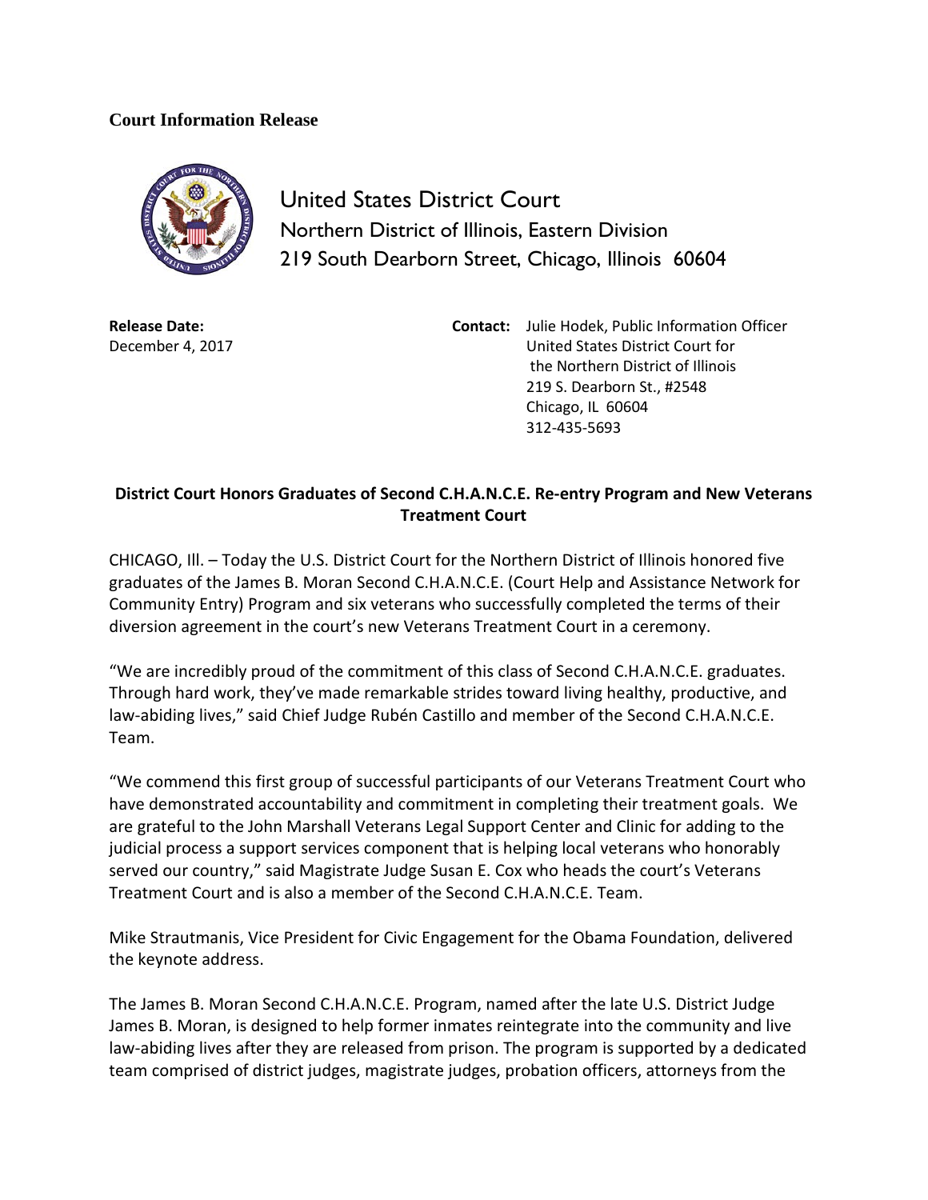**Court Information Release**

United States District Court
Northern District of Illinois, Eastern Division
219 South Dearborn Street, Chicago, Illinois 60604

**Release Date:**
December 4, 2017

**Contact:** Julie Hodek, Public Information Officer
United States District Court for
the Northern District of Illinois
219 S. Dearborn St., #2548
Chicago, IL 60604
312-435-5693

**District Court Honors Graduates of Second C.H.A.N.C.E. Re-entry Program and New Veterans Treatment Court**

CHICAGO, Ill. – Today the U.S. District Court for the Northern District of Illinois honored five graduates of the James B. Moran Second C.H.A.N.C.E. (Court Help and Assistance Network for Community Entry) Program and six veterans who successfully completed the terms of their diversion agreement in the court's new Veterans Treatment Court in a ceremony.

"We are incredibly proud of the commitment of this class of Second C.H.A.N.C.E. graduates. Through hard work, they've made remarkable strides toward living healthy, productive, and law-abiding lives," said Chief Judge Rubén Castillo and member of the Second C.H.A.N.C.E. Team.

"We commend this first group of successful participants of our Veterans Treatment Court who have demonstrated accountability and commitment in completing their treatment goals. We are grateful to the John Marshall Veterans Legal Support Center and Clinic for adding to the judicial process a support services component that is helping local veterans who honorably served our country," said Magistrate Judge Susan E. Cox who heads the court's Veterans Treatment Court and is also a member of the Second C.H.A.N.C.E. Team.

Mike Strautmanis, Vice President for Civic Engagement for the Obama Foundation, delivered the keynote address.

The James B. Moran Second C.H.A.N.C.E. Program, named after the late U.S. District Judge James B. Moran, is designed to help former inmates reintegrate into the community and live law-abiding lives after they are released from prison. The program is supported by a dedicated team comprised of district judges, magistrate judges, probation officers, attorneys from the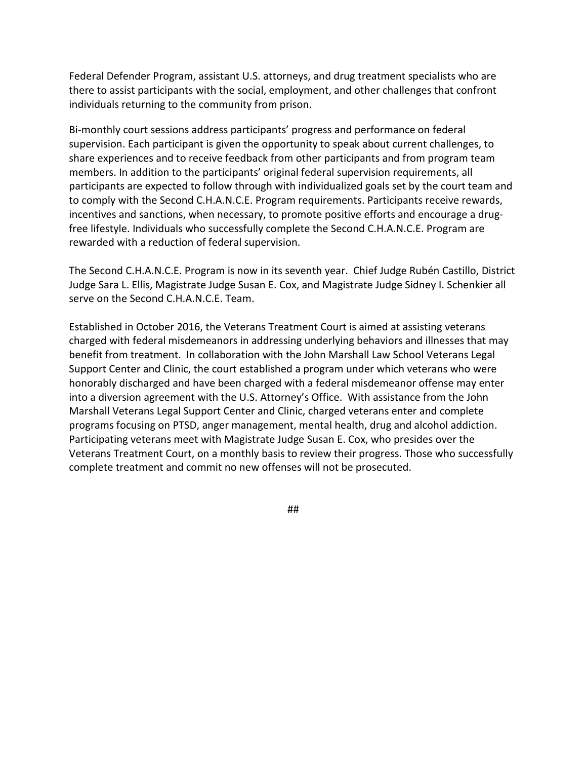Federal Defender Program, assistant U.S. attorneys, and drug treatment specialists who are there to assist participants with the social, employment, and other challenges that confront individuals returning to the community from prison.

Bi-monthly court sessions address participants' progress and performance on federal supervision. Each participant is given the opportunity to speak about current challenges, to share experiences and to receive feedback from other participants and from program team members. In addition to the participants' original federal supervision requirements, all participants are expected to follow through with individualized goals set by the court team and to comply with the Second C.H.A.N.C.E. Program requirements. Participants receive rewards, incentives and sanctions, when necessary, to promote positive efforts and encourage a drug-free lifestyle. Individuals who successfully complete the Second C.H.A.N.C.E. Program are rewarded with a reduction of federal supervision.

The Second C.H.A.N.C.E. Program is now in its seventh year. Chief Judge Rubén Castillo, District Judge Sara L. Ellis, Magistrate Judge Susan E. Cox, and Magistrate Judge Sidney I. Schenkier all serve on the Second C.H.A.N.C.E. Team.

Established in October 2016, the Veterans Treatment Court is aimed at assisting veterans charged with federal misdemeanors in addressing underlying behaviors and illnesses that may benefit from treatment. In collaboration with the John Marshall Law School Veterans Legal Support Center and Clinic, the court established a program under which veterans who were honorably discharged and have been charged with a federal misdemeanor offense may enter into a diversion agreement with the U.S. Attorney's Office. With assistance from the John Marshall Veterans Legal Support Center and Clinic, charged veterans enter and complete programs focusing on PTSD, anger management, mental health, drug and alcohol addiction. Participating veterans meet with Magistrate Judge Susan E. Cox, who presides over the Veterans Treatment Court, on a monthly basis to review their progress. Those who successfully complete treatment and commit no new offenses will not be prosecuted.

##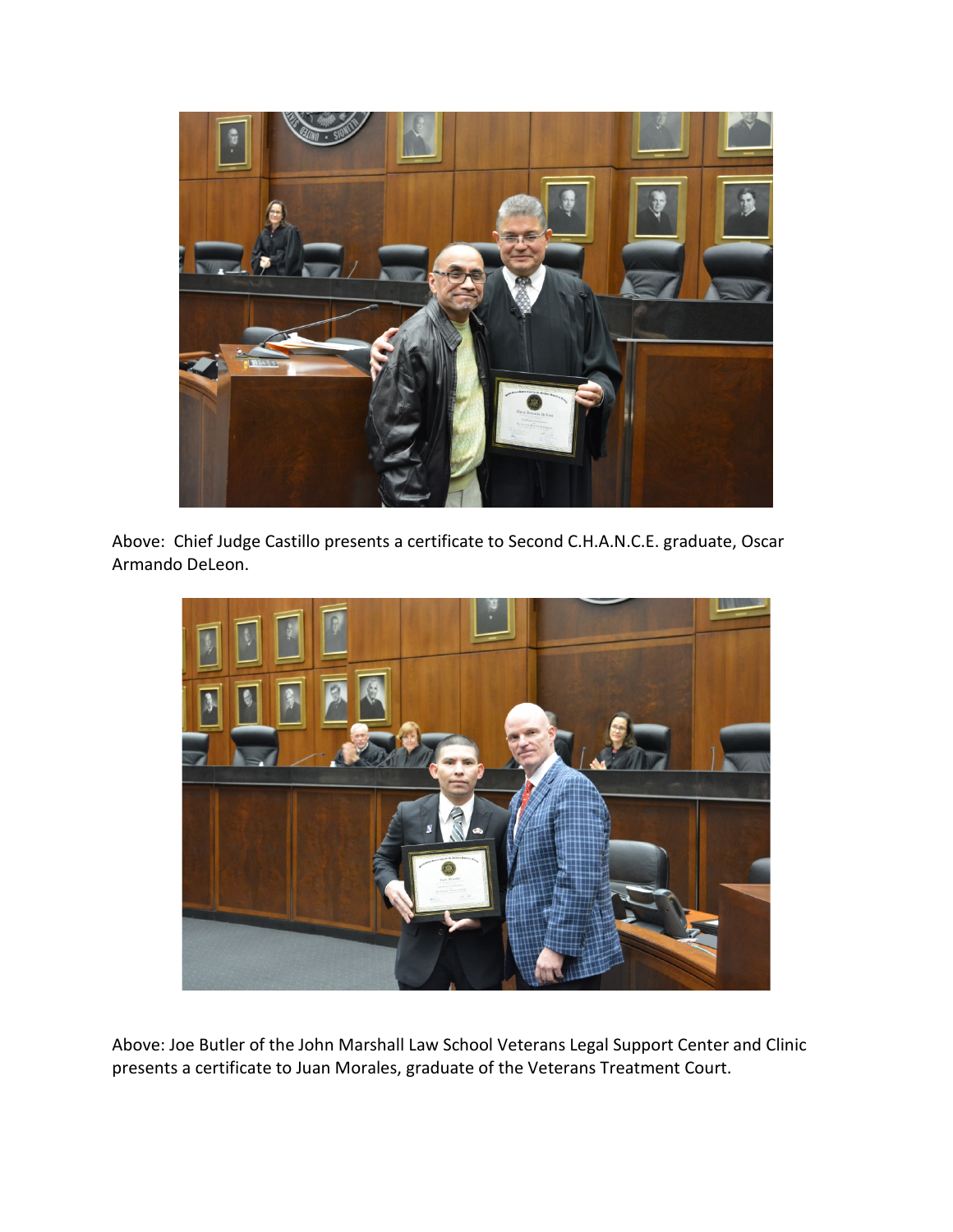Above: Chief Judge Castillo presents a certificate to Second C.H.A.N.C.E. graduate, Oscar Armando DeLeon.

Above: Joe Butler of the John Marshall Law School Veterans Legal Support Center and Clinic presents a certificate to Juan Morales, graduate of the Veterans Treatment Court.